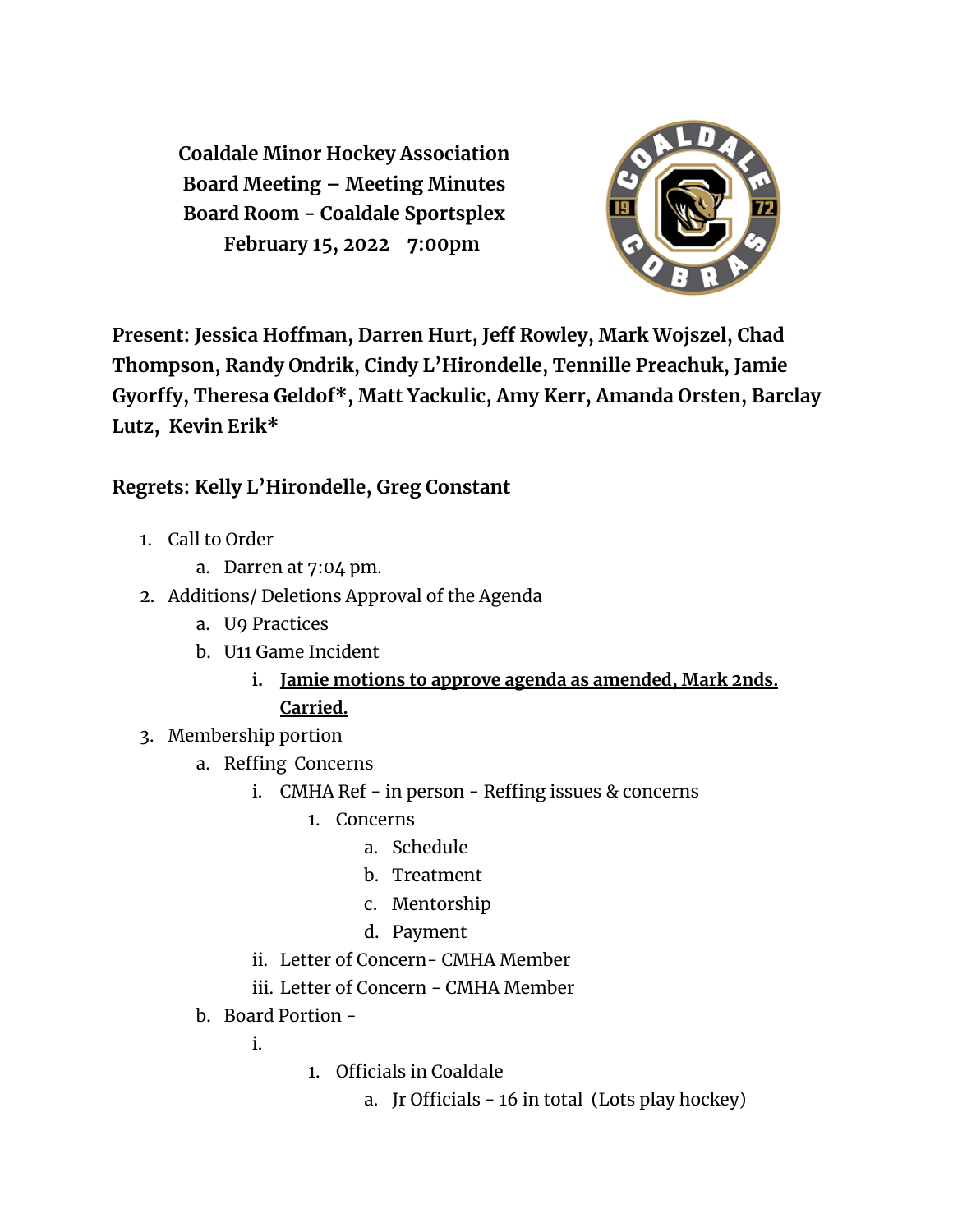**Coaldale Minor Hockey Association**
**Board Meeting – Meeting Minutes**
**Board Room - Coaldale Sportsplex**
**February 15, 2022 7:00pm**

**Present: Jessica Hoffman, Darren Hurt, Jeff Rowley, Mark Wojszel, Chad Thompson, Randy Ondrik, Cindy L'Hirondelle, Tennille Preachuk, Jamie Gyorffy, Theresa Geldof*, Matt Yackulic, Amy Kerr, Amanda Orsten, Barclay Lutz, Kevin Erik***

**Regrets: Kelly L'Hirondelle, Greg Constant**

1. Call to Order
    a. Darren at 7:04 pm.
2. Additions/ Deletions Approval of the Agenda
    a. U9 Practices
    b. U11 Game Incident
        i. **<u>Jamie motions to approve agenda as amended, Mark 2nds. Carried.</u>**
3. Membership portion
    a. Reffing Concerns
        i. CMHA Ref - in person - Reffing issues & concerns
            1. Concerns
                a. Schedule
                b. Treatment
                c. Mentorship
                d. Payment
        ii. Letter of Concern- CMHA Member
        iii. Letter of Concern - CMHA Member
    b. Board Portion -
        i.
            1. Officials in Coaldale
                a. Jr Officials - 16 in total (Lots play hockey)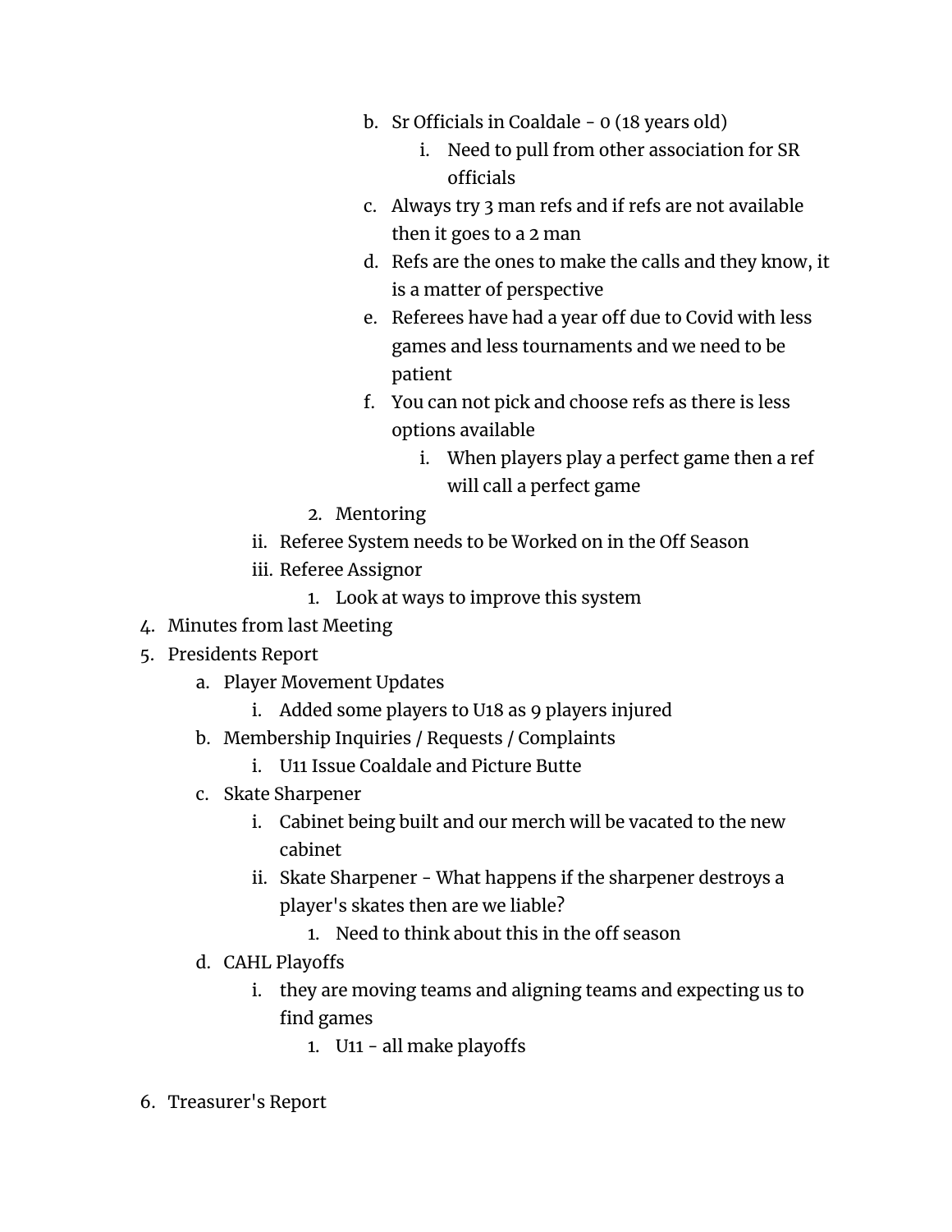b. Sr Officials in Coaldale - 0 (18 years old)
            i. Need to pull from other association for SR officials
        c. Always try 3 man refs and if refs are not available then it goes to a 2 man
        d. Refs are the ones to make the calls and they know, it is a matter of perspective
        e. Referees have had a year off due to Covid with less games and less tournaments and we need to be patient
        f. You can not pick and choose refs as there is less options available
            i. When players play a perfect game then a ref will call a perfect game
    2. Mentoring
  ii. Referee System needs to be Worked on in the Off Season
  iii. Referee Assignor
    1. Look at ways to improve this system

4. Minutes from last Meeting
5. Presidents Report
    a. Player Movement Updates
        i. Added some players to U18 as 9 players injured
    b. Membership Inquiries / Requests / Complaints
        i. U11 Issue Coaldale and Picture Butte
    c. Skate Sharpener
        i. Cabinet being built and our merch will be vacated to the new cabinet
        ii. Skate Sharpener - What happens if the sharpener destroys a player's skates then are we liable?
            1. Need to think about this in the off season
    d. CAHL Playoffs
        i. they are moving teams and aligning teams and expecting us to find games
            1. U11 - all make playoffs

6. Treasurer's Report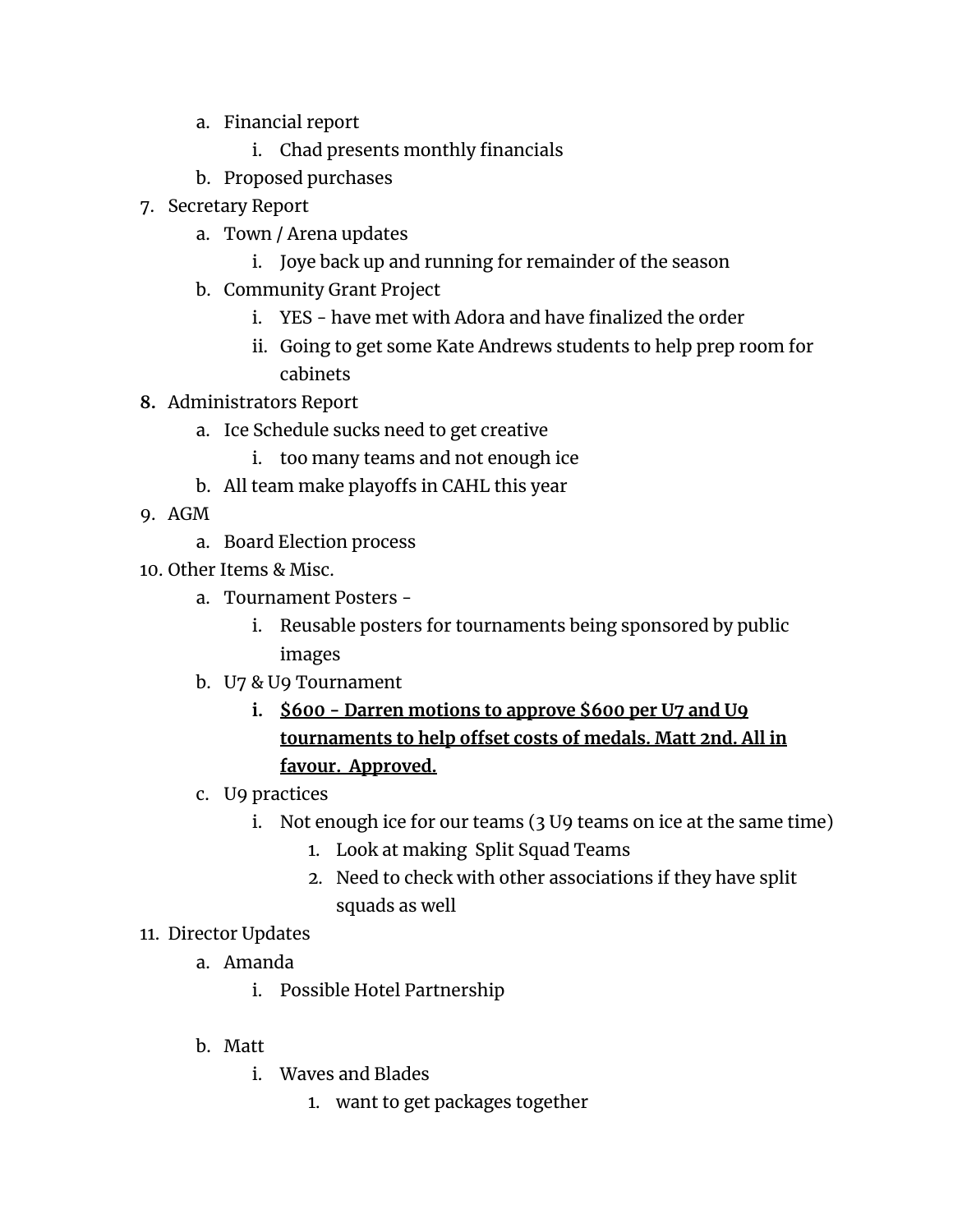a. Financial report
      i. Chad presents monthly financials
   b. Proposed purchases

7. Secretary Report
   a. Town / Arena updates
      i. Joye back up and running for remainder of the season
   b. Community Grant Project
      i. YES - have met with Adora and have finalized the order
      ii. Going to get some Kate Andrews students to help prep room for cabinets

**8.** Administrators Report
   a. Ice Schedule sucks need to get creative
      i. too many teams and not enough ice
   b. All team make playoffs in CAHL this year

9. AGM
   a. Board Election process

10. Other Items & Misc.
   a. Tournament Posters -
      i. Reusable posters for tournaments being sponsored by public images
   b. U7 & U9 Tournament
      **i. <u>$600 - Darren motions to approve $600 per U7 and U9 tournaments to help offset costs of medals. Matt 2nd. All in favour. Approved.</u>**
   c. U9 practices
      i. Not enough ice for our teams (3 U9 teams on ice at the same time)
         1. Look at making Split Squad Teams
         2. Need to check with other associations if they have split squads as well

11. Director Updates
   a. Amanda
      i. Possible Hotel Partnership

   b. Matt
      i. Waves and Blades
         1. want to get packages together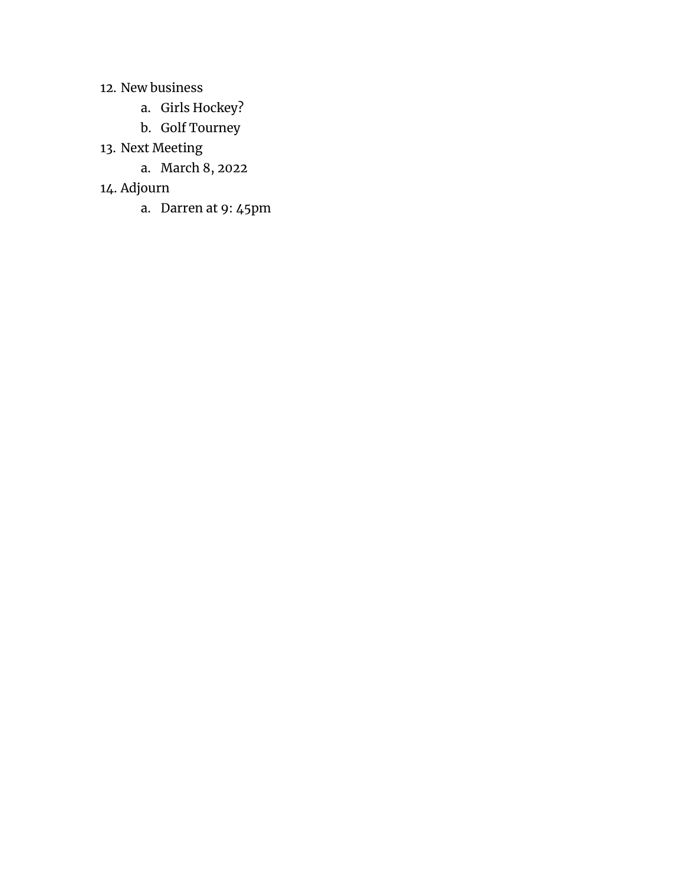12. New business
    a. Girls Hockey?
    b. Golf Tourney
13. Next Meeting
    a. March 8, 2022
14. Adjourn
    a. Darren at 9: 45pm